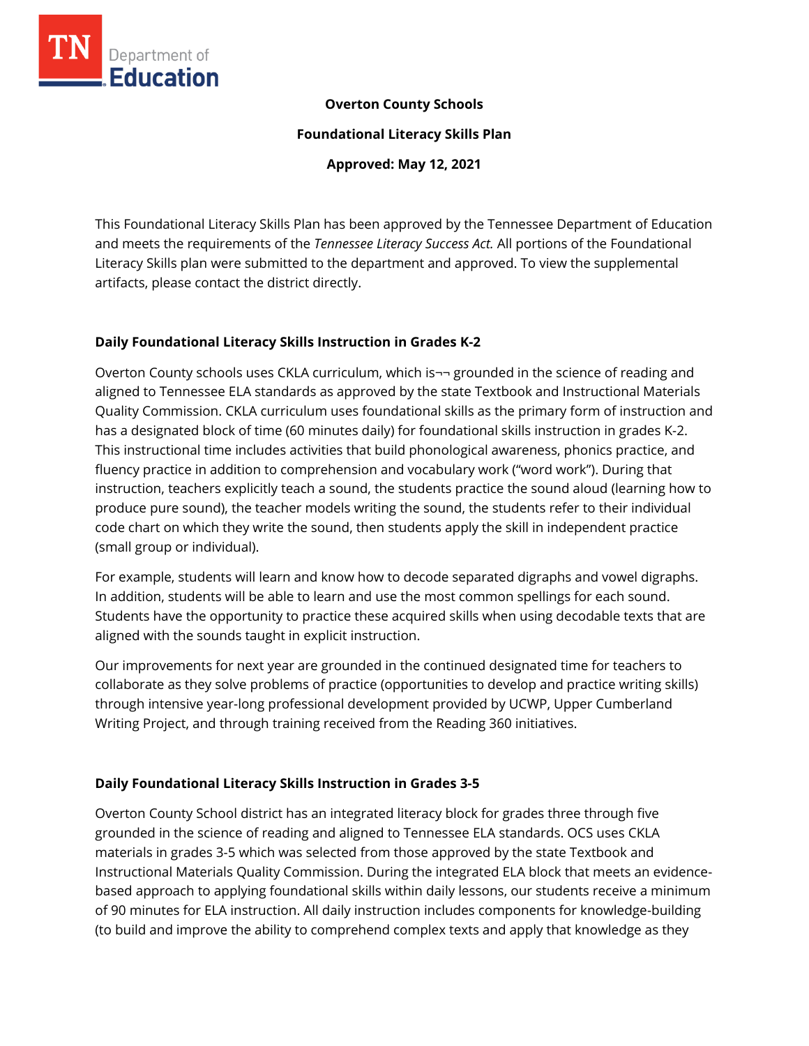**Overton County Schools**

**Foundational Literacy Skills Plan**

**Approved: May 12, 2021**

This Foundational Literacy Skills Plan has been approved by the Tennessee Department of Education and meets the requirements of the *Tennessee Literacy Success Act.* All portions of the Foundational Literacy Skills plan were submitted to the department and approved. To view the supplemental artifacts, please contact the district directly.

## Daily Foundational Literacy Skills Instruction in Grades K-2

Overton County schools uses CKLA curriculum, which is¬¬ grounded in the science of reading and aligned to Tennessee ELA standards as approved by the state Textbook and Instructional Materials Quality Commission. CKLA curriculum uses foundational skills as the primary form of instruction and has a designated block of time (60 minutes daily) for foundational skills instruction in grades K-2. This instructional time includes activities that build phonological awareness, phonics practice, and fluency practice in addition to comprehension and vocabulary work ("word work"). During that instruction, teachers explicitly teach a sound, the students practice the sound aloud (learning how to produce pure sound), the teacher models writing the sound, the students refer to their individual code chart on which they write the sound, then students apply the skill in independent practice (small group or individual).

For example, students will learn and know how to decode separated digraphs and vowel digraphs. In addition, students will be able to learn and use the most common spellings for each sound. Students have the opportunity to practice these acquired skills when using decodable texts that are aligned with the sounds taught in explicit instruction.

Our improvements for next year are grounded in the continued designated time for teachers to collaborate as they solve problems of practice (opportunities to develop and practice writing skills) through intensive year-long professional development provided by UCWP, Upper Cumberland Writing Project, and through training received from the Reading 360 initiatives.

## Daily Foundational Literacy Skills Instruction in Grades 3-5

Overton County School district has an integrated literacy block for grades three through five grounded in the science of reading and aligned to Tennessee ELA standards. OCS uses CKLA materials in grades 3-5 which was selected from those approved by the state Textbook and Instructional Materials Quality Commission. During the integrated ELA block that meets an evidence-based approach to applying foundational skills within daily lessons, our students receive a minimum of 90 minutes for ELA instruction. All daily instruction includes components for knowledge-building (to build and improve the ability to comprehend complex texts and apply that knowledge as they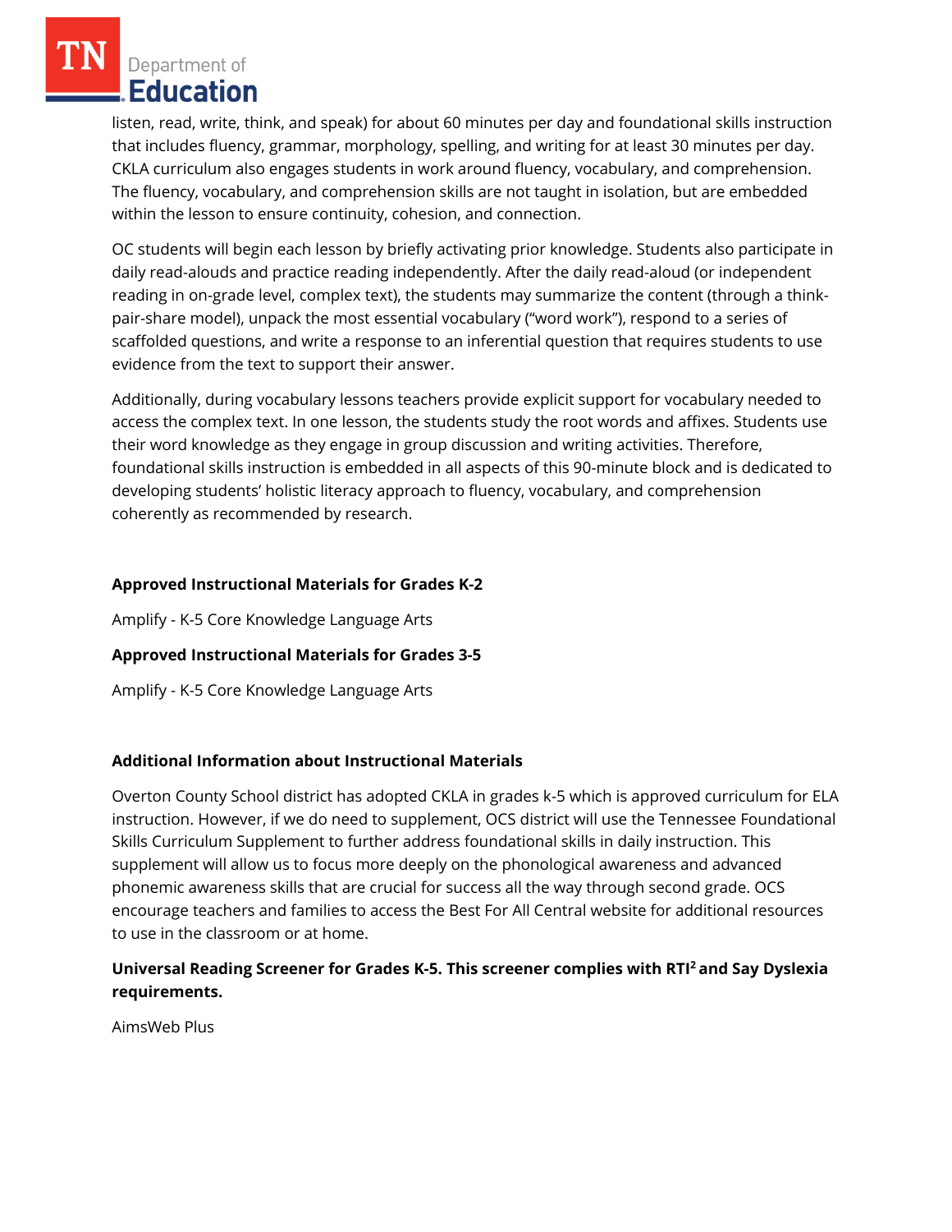listen, read, write, think, and speak) for about 60 minutes per day and foundational skills instruction that includes fluency, grammar, morphology, spelling, and writing for at least 30 minutes per day. CKLA curriculum also engages students in work around fluency, vocabulary, and comprehension. The fluency, vocabulary, and comprehension skills are not taught in isolation, but are embedded within the lesson to ensure continuity, cohesion, and connection.

OC students will begin each lesson by briefly activating prior knowledge. Students also participate in daily read-alouds and practice reading independently. After the daily read-aloud (or independent reading in on-grade level, complex text), the students may summarize the content (through a think-pair-share model), unpack the most essential vocabulary ("word work"), respond to a series of scaffolded questions, and write a response to an inferential question that requires students to use evidence from the text to support their answer.

Additionally, during vocabulary lessons teachers provide explicit support for vocabulary needed to access the complex text. In one lesson, the students study the root words and affixes. Students use their word knowledge as they engage in group discussion and writing activities. Therefore, foundational skills instruction is embedded in all aspects of this 90-minute block and is dedicated to developing students' holistic literacy approach to fluency, vocabulary, and comprehension coherently as recommended by research.

**Approved Instructional Materials for Grades K-2**

Amplify - K-5 Core Knowledge Language Arts

**Approved Instructional Materials for Grades 3-5**

Amplify - K-5 Core Knowledge Language Arts

**Additional Information about Instructional Materials**

Overton County School district has adopted CKLA in grades k-5 which is approved curriculum for ELA instruction. However, if we do need to supplement, OCS district will use the Tennessee Foundational Skills Curriculum Supplement to further address foundational skills in daily instruction. This supplement will allow us to focus more deeply on the phonological awareness and advanced phonemic awareness skills that are crucial for success all the way through second grade. OCS encourage teachers and families to access the Best For All Central website for additional resources to use in the classroom or at home.

**Universal Reading Screener for Grades K-5. This screener complies with RTI² and Say Dyslexia requirements.**

AimsWeb Plus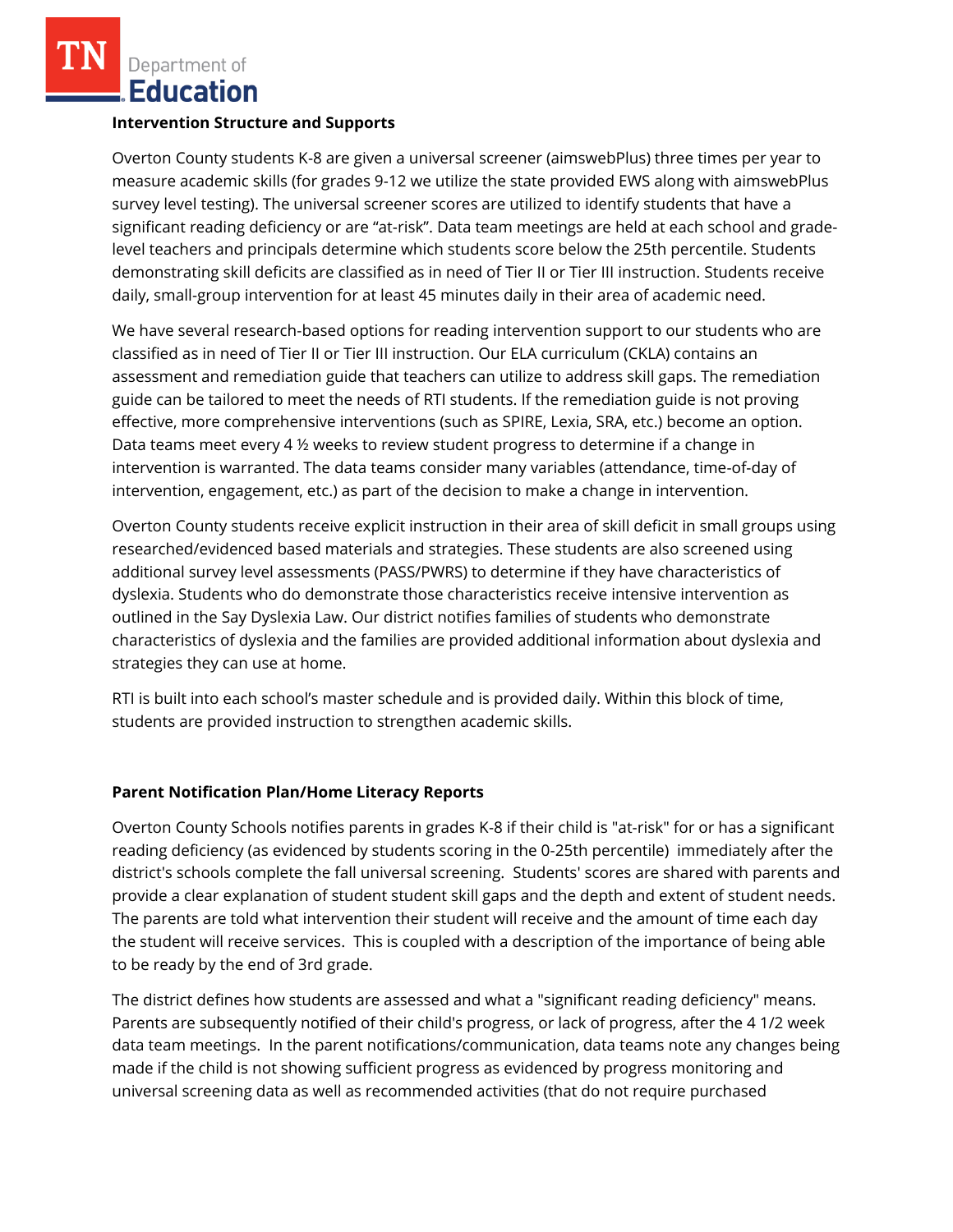**Intervention Structure and Supports**

Overton County students K-8 are given a universal screener (aimswebPlus) three times per year to measure academic skills (for grades 9-12 we utilize the state provided EWS along with aimswebPlus survey level testing). The universal screener scores are utilized to identify students that have a significant reading deficiency or are "at-risk". Data team meetings are held at each school and grade-level teachers and principals determine which students score below the 25th percentile. Students demonstrating skill deficits are classified as in need of Tier II or Tier III instruction. Students receive daily, small-group intervention for at least 45 minutes daily in their area of academic need.

We have several research-based options for reading intervention support to our students who are classified as in need of Tier II or Tier III instruction. Our ELA curriculum (CKLA) contains an assessment and remediation guide that teachers can utilize to address skill gaps. The remediation guide can be tailored to meet the needs of RTI students. If the remediation guide is not proving effective, more comprehensive interventions (such as SPIRE, Lexia, SRA, etc.) become an option. Data teams meet every 4 ½ weeks to review student progress to determine if a change in intervention is warranted. The data teams consider many variables (attendance, time-of-day of intervention, engagement, etc.) as part of the decision to make a change in intervention.

Overton County students receive explicit instruction in their area of skill deficit in small groups using researched/evidenced based materials and strategies. These students are also screened using additional survey level assessments (PASS/PWRS) to determine if they have characteristics of dyslexia. Students who do demonstrate those characteristics receive intensive intervention as outlined in the Say Dyslexia Law. Our district notifies families of students who demonstrate characteristics of dyslexia and the families are provided additional information about dyslexia and strategies they can use at home.

RTI is built into each school's master schedule and is provided daily. Within this block of time, students are provided instruction to strengthen academic skills.

**Parent Notification Plan/Home Literacy Reports**

Overton County Schools notifies parents in grades K-8 if their child is "at-risk" for or has a significant reading deficiency (as evidenced by students scoring in the 0-25th percentile) immediately after the district's schools complete the fall universal screening. Students' scores are shared with parents and provide a clear explanation of student student skill gaps and the depth and extent of student needs. The parents are told what intervention their student will receive and the amount of time each day the student will receive services. This is coupled with a description of the importance of being able to be ready by the end of 3rd grade.

The district defines how students are assessed and what a "significant reading deficiency" means. Parents are subsequently notified of their child's progress, or lack of progress, after the 4 1/2 week data team meetings. In the parent notifications/communication, data teams note any changes being made if the child is not showing sufficient progress as evidenced by progress monitoring and universal screening data as well as recommended activities (that do not require purchased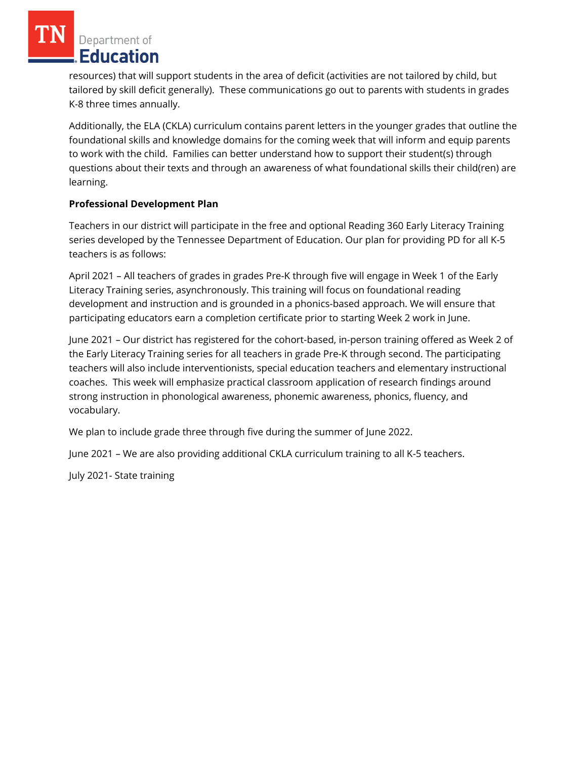resources) that will support students in the area of deficit (activities are not tailored by child, but tailored by skill deficit generally). These communications go out to parents with students in grades K-8 three times annually.

Additionally, the ELA (CKLA) curriculum contains parent letters in the younger grades that outline the foundational skills and knowledge domains for the coming week that will inform and equip parents to work with the child. Families can better understand how to support their student(s) through questions about their texts and through an awareness of what foundational skills their child(ren) are learning.

**Professional Development Plan**

Teachers in our district will participate in the free and optional Reading 360 Early Literacy Training series developed by the Tennessee Department of Education. Our plan for providing PD for all K-5 teachers is as follows:

April 2021 – All teachers of grades in grades Pre-K through five will engage in Week 1 of the Early Literacy Training series, asynchronously. This training will focus on foundational reading development and instruction and is grounded in a phonics-based approach. We will ensure that participating educators earn a completion certificate prior to starting Week 2 work in June.

June 2021 – Our district has registered for the cohort-based, in-person training offered as Week 2 of the Early Literacy Training series for all teachers in grade Pre-K through second. The participating teachers will also include interventionists, special education teachers and elementary instructional coaches. This week will emphasize practical classroom application of research findings around strong instruction in phonological awareness, phonemic awareness, phonics, fluency, and vocabulary.

We plan to include grade three through five during the summer of June 2022.

June 2021 – We are also providing additional CKLA curriculum training to all K-5 teachers.

July 2021- State training